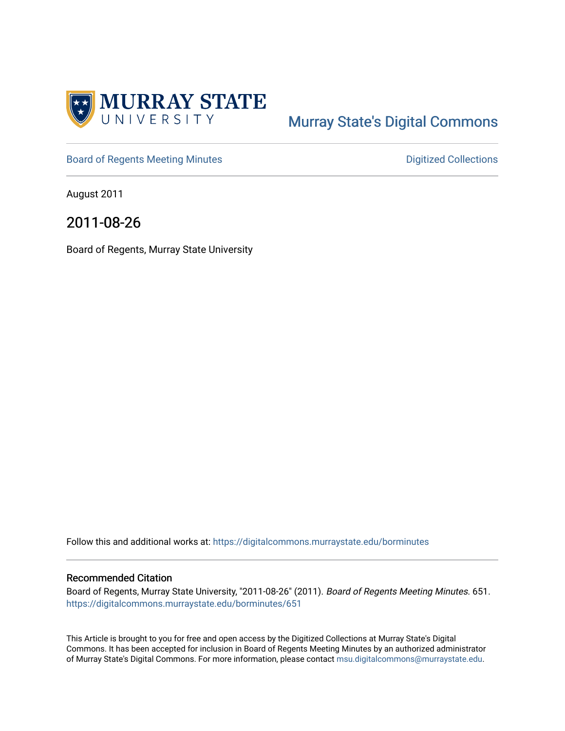# MURRAY STATE UNIVERSITY

Murray State's Digital Commons

Board of Regents Meeting Minutes | Digitized Collections

August 2011

## 2011-08-26

Board of Regents, Murray State University

Follow this and additional works at: https://digitalcommons.murraystate.edu/borminutes

### Recommended Citation

Board of Regents, Murray State University, "2011-08-26" (2011). *Board of Regents Meeting Minutes*. 651. https://digitalcommons.murraystate.edu/borminutes/651

This Article is brought to you for free and open access by the Digitized Collections at Murray State's Digital Commons. It has been accepted for inclusion in Board of Regents Meeting Minutes by an authorized administrator of Murray State's Digital Commons. For more information, please contact msu.digitalcommons@murraystate.edu.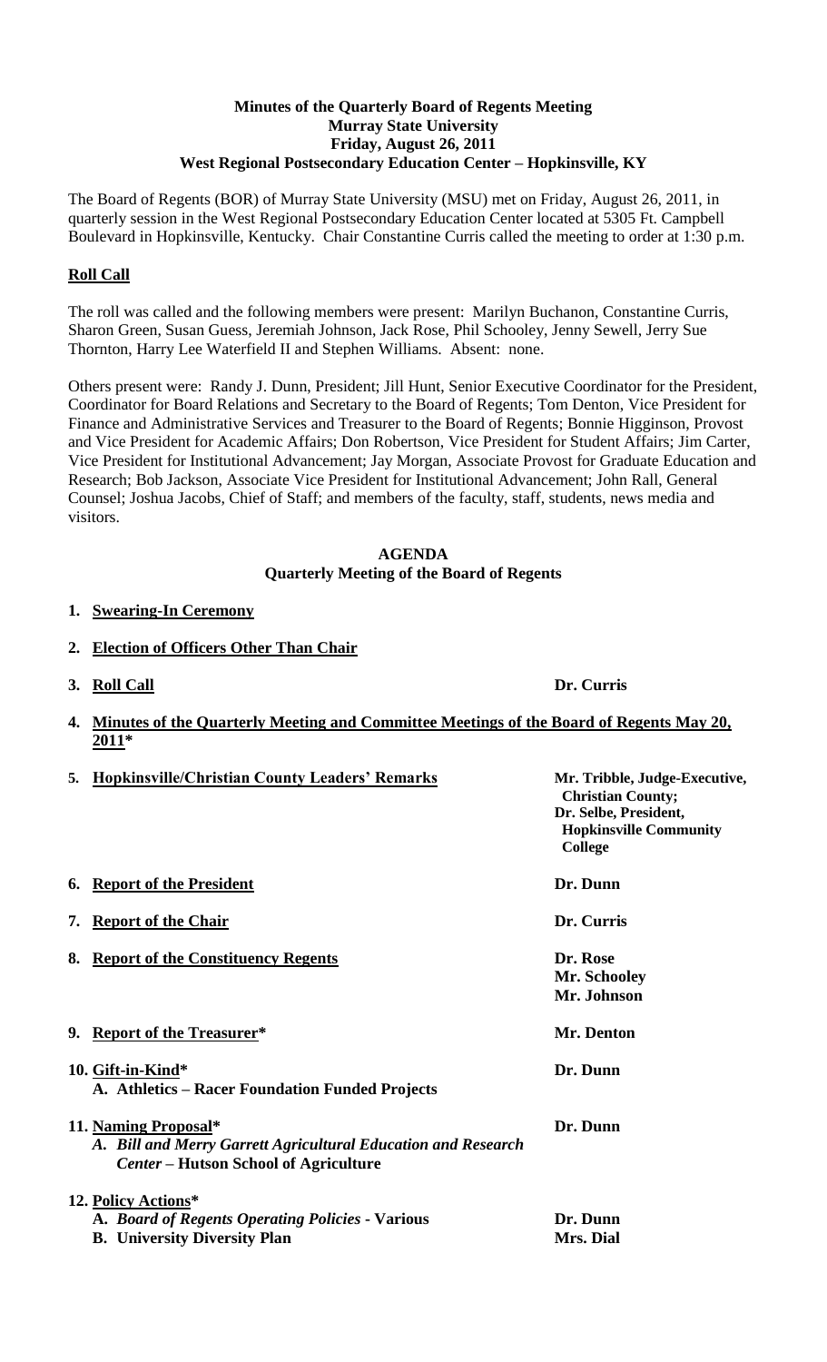**Minutes of the Quarterly Board of Regents Meeting**
**Murray State University**
**Friday, August 26, 2011**
**West Regional Postsecondary Education Center – Hopkinsville, KY**

The Board of Regents (BOR) of Murray State University (MSU) met on Friday, August 26, 2011, in quarterly session in the West Regional Postsecondary Education Center located at 5305 Ft. Campbell Boulevard in Hopkinsville, Kentucky. Chair Constantine Curris called the meeting to order at 1:30 p.m.

## **Roll Call**

The roll was called and the following members were present: Marilyn Buchanon, Constantine Curris, Sharon Green, Susan Guess, Jeremiah Johnson, Jack Rose, Phil Schooley, Jenny Sewell, Jerry Sue Thornton, Harry Lee Waterfield II and Stephen Williams. Absent: none.

Others present were: Randy J. Dunn, President; Jill Hunt, Senior Executive Coordinator for the President, Coordinator for Board Relations and Secretary to the Board of Regents; Tom Denton, Vice President for Finance and Administrative Services and Treasurer to the Board of Regents; Bonnie Higginson, Provost and Vice President for Academic Affairs; Don Robertson, Vice President for Student Affairs; Jim Carter, Vice President for Institutional Advancement; Jay Morgan, Associate Provost for Graduate Education and Research; Bob Jackson, Associate Vice President for Institutional Advancement; John Rall, General Counsel; Joshua Jacobs, Chief of Staff; and members of the faculty, staff, students, news media and visitors.

**AGENDA**
**Quarterly Meeting of the Board of Regents**

1. **Swearing-In Ceremony**
2. **Election of Officers Other Than Chair**
3. **Roll Call** — **Dr. Curris**
4. **Minutes of the Quarterly Meeting and Committee Meetings of the Board of Regents May 20, 2011***
5. **Hopkinsville/Christian County Leaders' Remarks** — **Mr. Tribble, Judge-Executive, Christian County; Dr. Selbe, President, Hopkinsville Community College**
6. **Report of the President** — **Dr. Dunn**
7. **Report of the Chair** — **Dr. Curris**
8. **Report of the Constituency Regents** — **Dr. Rose, Mr. Schooley, Mr. Johnson**
9. **Report of the Treasurer*** — **Mr. Denton**
10. **Gift-in-Kind*** — **Dr. Dunn**
    **A. Athletics – Racer Foundation Funded Projects**
11. **Naming Proposal*** — **Dr. Dunn**
    ***A. Bill and Merry Garrett Agricultural Education and Research Center* – Hutson School of Agriculture**
12. **Policy Actions***
    **A. *Board of Regents Operating Policies* - Various** — **Dr. Dunn**
    **B. University Diversity Plan** — **Mrs. Dial**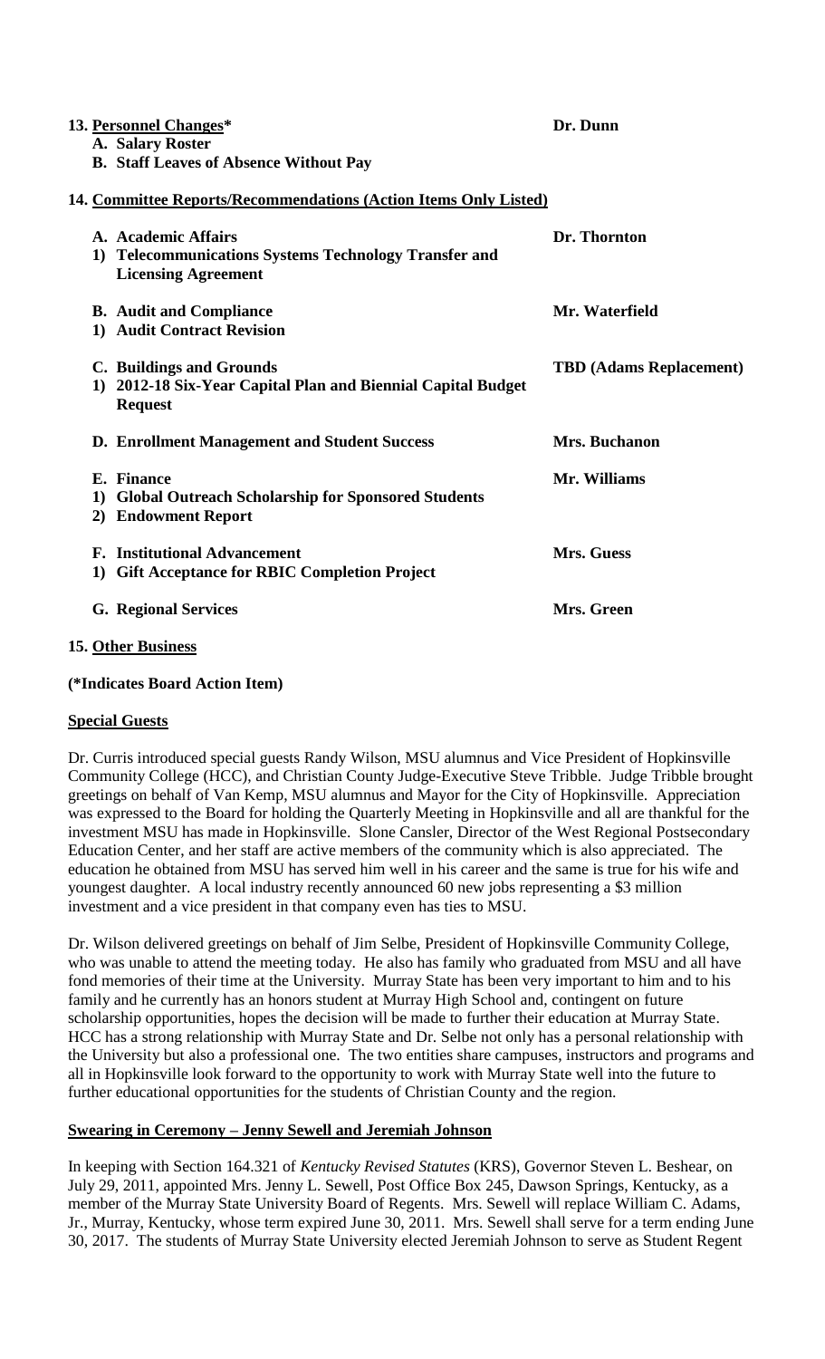**13. Personnel Changes*** **Dr. Dunn**

**A. Salary Roster**

**B. Staff Leaves of Absence Without Pay**

**14. Committee Reports/Recommendations (Action Items Only Listed)**

**A. Academic Affairs** **Dr. Thornton**

**1) Telecommunications Systems Technology Transfer and Licensing Agreement**

**B. Audit and Compliance** **Mr. Waterfield**

**1) Audit Contract Revision**

**C. Buildings and Grounds** **TBD (Adams Replacement)**

**1) 2012-18 Six-Year Capital Plan and Biennial Capital Budget Request**

**D. Enrollment Management and Student Success** **Mrs. Buchanon**

**E. Finance** **Mr. Williams**

**1) Global Outreach Scholarship for Sponsored Students**

**2) Endowment Report**

**F. Institutional Advancement** **Mrs. Guess**

**1) Gift Acceptance for RBIC Completion Project**

**G. Regional Services** **Mrs. Green**

**15. Other Business**

**(*Indicates Board Action Item)**

**Special Guests**

Dr. Curris introduced special guests Randy Wilson, MSU alumnus and Vice President of Hopkinsville Community College (HCC), and Christian County Judge-Executive Steve Tribble. Judge Tribble brought greetings on behalf of Van Kemp, MSU alumnus and Mayor for the City of Hopkinsville. Appreciation was expressed to the Board for holding the Quarterly Meeting in Hopkinsville and all are thankful for the investment MSU has made in Hopkinsville. Slone Cansler, Director of the West Regional Postsecondary Education Center, and her staff are active members of the community which is also appreciated. The education he obtained from MSU has served him well in his career and the same is true for his wife and youngest daughter. A local industry recently announced 60 new jobs representing a $3 million investment and a vice president in that company even has ties to MSU.

Dr. Wilson delivered greetings on behalf of Jim Selbe, President of Hopkinsville Community College, who was unable to attend the meeting today. He also has family who graduated from MSU and all have fond memories of their time at the University. Murray State has been very important to him and to his family and he currently has an honors student at Murray High School and, contingent on future scholarship opportunities, hopes the decision will be made to further their education at Murray State. HCC has a strong relationship with Murray State and Dr. Selbe not only has a personal relationship with the University but also a professional one. The two entities share campuses, instructors and programs and all in Hopkinsville look forward to the opportunity to work with Murray State well into the future to further educational opportunities for the students of Christian County and the region.

**Swearing in Ceremony – Jenny Sewell and Jeremiah Johnson**

In keeping with Section 164.321 of *Kentucky Revised Statutes* (KRS), Governor Steven L. Beshear, on July 29, 2011, appointed Mrs. Jenny L. Sewell, Post Office Box 245, Dawson Springs, Kentucky, as a member of the Murray State University Board of Regents. Mrs. Sewell will replace William C. Adams, Jr., Murray, Kentucky, whose term expired June 30, 2011. Mrs. Sewell shall serve for a term ending June 30, 2017. The students of Murray State University elected Jeremiah Johnson to serve as Student Regent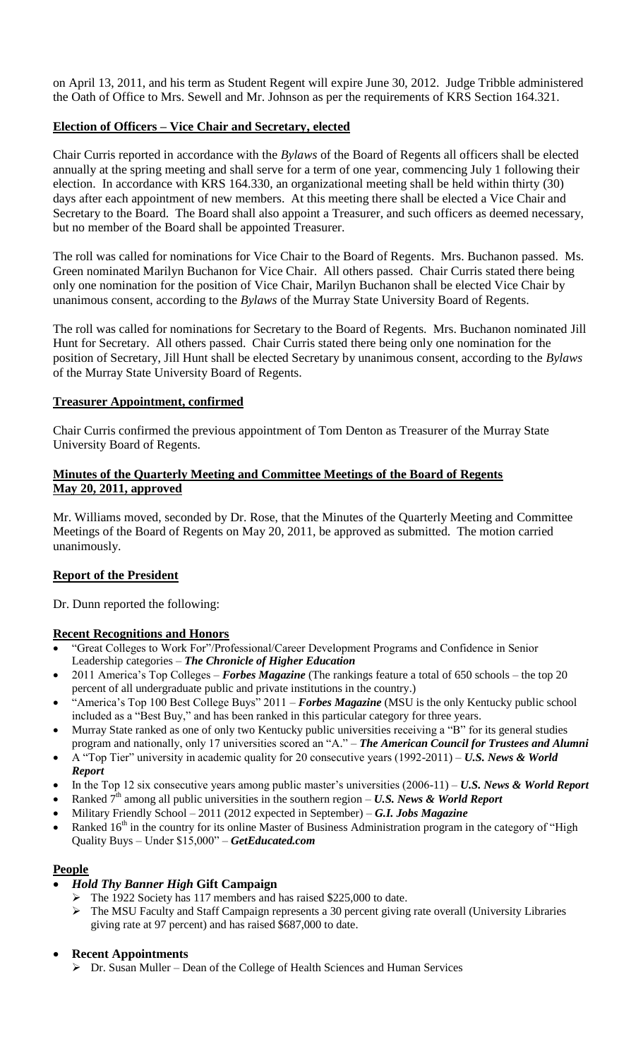on April 13, 2011, and his term as Student Regent will expire June 30, 2012. Judge Tribble administered the Oath of Office to Mrs. Sewell and Mr. Johnson as per the requirements of KRS Section 164.321.

**Election of Officers – Vice Chair and Secretary, elected**

Chair Curris reported in accordance with the *Bylaws* of the Board of Regents all officers shall be elected annually at the spring meeting and shall serve for a term of one year, commencing July 1 following their election. In accordance with KRS 164.330, an organizational meeting shall be held within thirty (30) days after each appointment of new members. At this meeting there shall be elected a Vice Chair and Secretary to the Board. The Board shall also appoint a Treasurer, and such officers as deemed necessary, but no member of the Board shall be appointed Treasurer.

The roll was called for nominations for Vice Chair to the Board of Regents. Mrs. Buchanon passed. Ms. Green nominated Marilyn Buchanon for Vice Chair. All others passed. Chair Curris stated there being only one nomination for the position of Vice Chair, Marilyn Buchanon shall be elected Vice Chair by unanimous consent, according to the *Bylaws* of the Murray State University Board of Regents.

The roll was called for nominations for Secretary to the Board of Regents. Mrs. Buchanon nominated Jill Hunt for Secretary. All others passed. Chair Curris stated there being only one nomination for the position of Secretary, Jill Hunt shall be elected Secretary by unanimous consent, according to the *Bylaws* of the Murray State University Board of Regents.

**Treasurer Appointment, confirmed**

Chair Curris confirmed the previous appointment of Tom Denton as Treasurer of the Murray State University Board of Regents.

**Minutes of the Quarterly Meeting and Committee Meetings of the Board of Regents May 20, 2011, approved**

Mr. Williams moved, seconded by Dr. Rose, that the Minutes of the Quarterly Meeting and Committee Meetings of the Board of Regents on May 20, 2011, be approved as submitted. The motion carried unanimously.

**Report of the President**

Dr. Dunn reported the following:

**Recent Recognitions and Honors**

- "Great Colleges to Work For"/Professional/Career Development Programs and Confidence in Senior Leadership categories – ***The Chronicle of Higher Education***
- 2011 America's Top Colleges – ***Forbes Magazine*** (The rankings feature a total of 650 schools – the top 20 percent of all undergraduate public and private institutions in the country.)
- "America's Top 100 Best College Buys" 2011 – ***Forbes Magazine*** (MSU is the only Kentucky public school included as a "Best Buy," and has been ranked in this particular category for three years.
- Murray State ranked as one of only two Kentucky public universities receiving a "B" for its general studies program and nationally, only 17 universities scored an "A." – ***The American Council for Trustees and Alumni***
- A "Top Tier" university in academic quality for 20 consecutive years (1992-2011) – ***U.S. News & World Report***
- In the Top 12 six consecutive years among public master's universities (2006-11) – ***U.S. News & World Report***
- Ranked 7th among all public universities in the southern region – ***U.S. News & World Report***
- Military Friendly School – 2011 (2012 expected in September) – ***G.I. Jobs Magazine***
- Ranked 16th in the country for its online Master of Business Administration program in the category of "High Quality Buys – Under $15,000" – ***GetEducated.com***

**People**

- ***Hold Thy Banner High* Gift Campaign**
  - The 1922 Society has 117 members and has raised $225,000 to date.
  - The MSU Faculty and Staff Campaign represents a 30 percent giving rate overall (University Libraries giving rate at 97 percent) and has raised $687,000 to date.
- **Recent Appointments**
  - Dr. Susan Muller – Dean of the College of Health Sciences and Human Services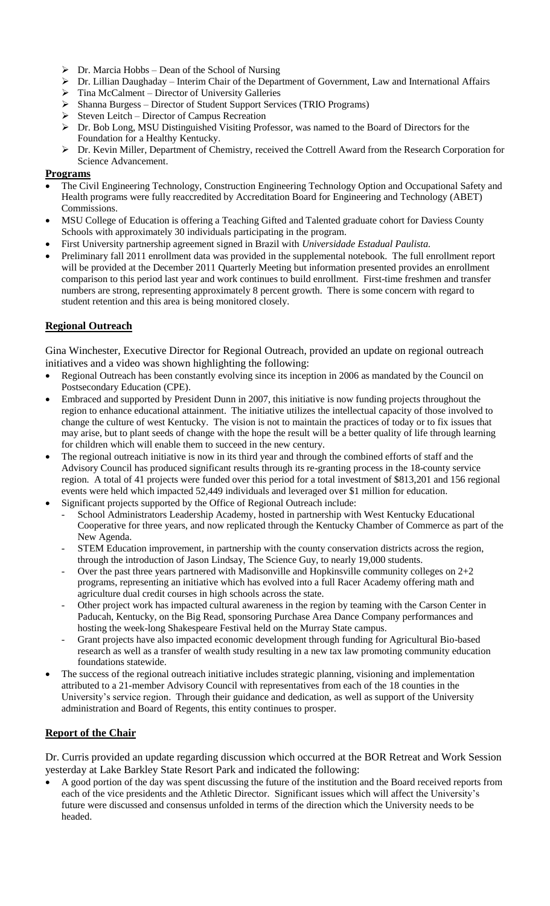- Dr. Marcia Hobbs – Dean of the School of Nursing
- Dr. Lillian Daughaday – Interim Chair of the Department of Government, Law and International Affairs
- Tina McCalment – Director of University Galleries
- Shanna Burgess – Director of Student Support Services (TRIO Programs)
- Steven Leitch – Director of Campus Recreation
- Dr. Bob Long, MSU Distinguished Visiting Professor, was named to the Board of Directors for the Foundation for a Healthy Kentucky.
- Dr. Kevin Miller, Department of Chemistry, received the Cottrell Award from the Research Corporation for Science Advancement.

**Programs**

- The Civil Engineering Technology, Construction Engineering Technology Option and Occupational Safety and Health programs were fully reaccredited by Accreditation Board for Engineering and Technology (ABET) Commissions.
- MSU College of Education is offering a Teaching Gifted and Talented graduate cohort for Daviess County Schools with approximately 30 individuals participating in the program.
- First University partnership agreement signed in Brazil with *Universidade Estadual Paulista.*
- Preliminary fall 2011 enrollment data was provided in the supplemental notebook. The full enrollment report will be provided at the December 2011 Quarterly Meeting but information presented provides an enrollment comparison to this period last year and work continues to build enrollment. First-time freshmen and transfer numbers are strong, representing approximately 8 percent growth. There is some concern with regard to student retention and this area is being monitored closely.

**Regional Outreach**

Gina Winchester, Executive Director for Regional Outreach, provided an update on regional outreach initiatives and a video was shown highlighting the following:

- Regional Outreach has been constantly evolving since its inception in 2006 as mandated by the Council on Postsecondary Education (CPE).
- Embraced and supported by President Dunn in 2007, this initiative is now funding projects throughout the region to enhance educational attainment. The initiative utilizes the intellectual capacity of those involved to change the culture of west Kentucky. The vision is not to maintain the practices of today or to fix issues that may arise, but to plant seeds of change with the hope the result will be a better quality of life through learning for children which will enable them to succeed in the new century.
- The regional outreach initiative is now in its third year and through the combined efforts of staff and the Advisory Council has produced significant results through its re-granting process in the 18-county service region. A total of 41 projects were funded over this period for a total investment of $813,201 and 156 regional events were held which impacted 52,449 individuals and leveraged over $1 million for education.
- Significant projects supported by the Office of Regional Outreach include:
  - School Administrators Leadership Academy, hosted in partnership with West Kentucky Educational Cooperative for three years, and now replicated through the Kentucky Chamber of Commerce as part of the New Agenda.
  - STEM Education improvement, in partnership with the county conservation districts across the region, through the introduction of Jason Lindsay, The Science Guy, to nearly 19,000 students.
  - Over the past three years partnered with Madisonville and Hopkinsville community colleges on 2+2 programs, representing an initiative which has evolved into a full Racer Academy offering math and agriculture dual credit courses in high schools across the state.
  - Other project work has impacted cultural awareness in the region by teaming with the Carson Center in Paducah, Kentucky, on the Big Read, sponsoring Purchase Area Dance Company performances and hosting the week-long Shakespeare Festival held on the Murray State campus.
  - Grant projects have also impacted economic development through funding for Agricultural Bio-based research as well as a transfer of wealth study resulting in a new tax law promoting community education foundations statewide.
- The success of the regional outreach initiative includes strategic planning, visioning and implementation attributed to a 21-member Advisory Council with representatives from each of the 18 counties in the University's service region. Through their guidance and dedication, as well as support of the University administration and Board of Regents, this entity continues to prosper.

**Report of the Chair**

Dr. Curris provided an update regarding discussion which occurred at the BOR Retreat and Work Session yesterday at Lake Barkley State Resort Park and indicated the following:

- A good portion of the day was spent discussing the future of the institution and the Board received reports from each of the vice presidents and the Athletic Director. Significant issues which will affect the University's future were discussed and consensus unfolded in terms of the direction which the University needs to be headed.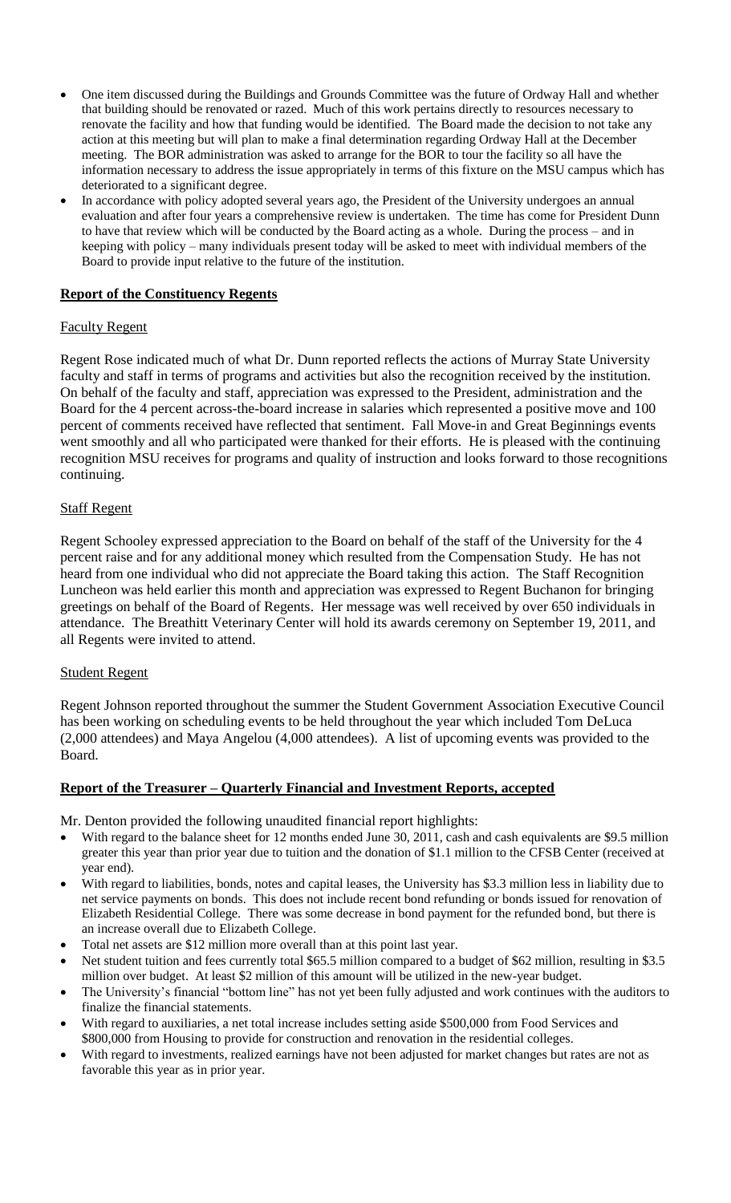- One item discussed during the Buildings and Grounds Committee was the future of Ordway Hall and whether that building should be renovated or razed. Much of this work pertains directly to resources necessary to renovate the facility and how that funding would be identified. The Board made the decision to not take any action at this meeting but will plan to make a final determination regarding Ordway Hall at the December meeting. The BOR administration was asked to arrange for the BOR to tour the facility so all have the information necessary to address the issue appropriately in terms of this fixture on the MSU campus which has deteriorated to a significant degree.
- In accordance with policy adopted several years ago, the President of the University undergoes an annual evaluation and after four years a comprehensive review is undertaken. The time has come for President Dunn to have that review which will be conducted by the Board acting as a whole. During the process – and in keeping with policy – many individuals present today will be asked to meet with individual members of the Board to provide input relative to the future of the institution.

**Report of the Constituency Regents**

Faculty Regent

Regent Rose indicated much of what Dr. Dunn reported reflects the actions of Murray State University faculty and staff in terms of programs and activities but also the recognition received by the institution. On behalf of the faculty and staff, appreciation was expressed to the President, administration and the Board for the 4 percent across-the-board increase in salaries which represented a positive move and 100 percent of comments received have reflected that sentiment. Fall Move-in and Great Beginnings events went smoothly and all who participated were thanked for their efforts. He is pleased with the continuing recognition MSU receives for programs and quality of instruction and looks forward to those recognitions continuing.

Staff Regent

Regent Schooley expressed appreciation to the Board on behalf of the staff of the University for the 4 percent raise and for any additional money which resulted from the Compensation Study. He has not heard from one individual who did not appreciate the Board taking this action. The Staff Recognition Luncheon was held earlier this month and appreciation was expressed to Regent Buchanon for bringing greetings on behalf of the Board of Regents. Her message was well received by over 650 individuals in attendance. The Breathitt Veterinary Center will hold its awards ceremony on September 19, 2011, and all Regents were invited to attend.

Student Regent

Regent Johnson reported throughout the summer the Student Government Association Executive Council has been working on scheduling events to be held throughout the year which included Tom DeLuca (2,000 attendees) and Maya Angelou (4,000 attendees). A list of upcoming events was provided to the Board.

**Report of the Treasurer – Quarterly Financial and Investment Reports, accepted**

Mr. Denton provided the following unaudited financial report highlights:

- With regard to the balance sheet for 12 months ended June 30, 2011, cash and cash equivalents are $9.5 million greater this year than prior year due to tuition and the donation of $1.1 million to the CFSB Center (received at year end).
- With regard to liabilities, bonds, notes and capital leases, the University has $3.3 million less in liability due to net service payments on bonds. This does not include recent bond refunding or bonds issued for renovation of Elizabeth Residential College. There was some decrease in bond payment for the refunded bond, but there is an increase overall due to Elizabeth College.
- Total net assets are $12 million more overall than at this point last year.
- Net student tuition and fees currently total $65.5 million compared to a budget of $62 million, resulting in $3.5 million over budget. At least $2 million of this amount will be utilized in the new-year budget.
- The University's financial "bottom line" has not yet been fully adjusted and work continues with the auditors to finalize the financial statements.
- With regard to auxiliaries, a net total increase includes setting aside $500,000 from Food Services and $800,000 from Housing to provide for construction and renovation in the residential colleges.
- With regard to investments, realized earnings have not been adjusted for market changes but rates are not as favorable this year as in prior year.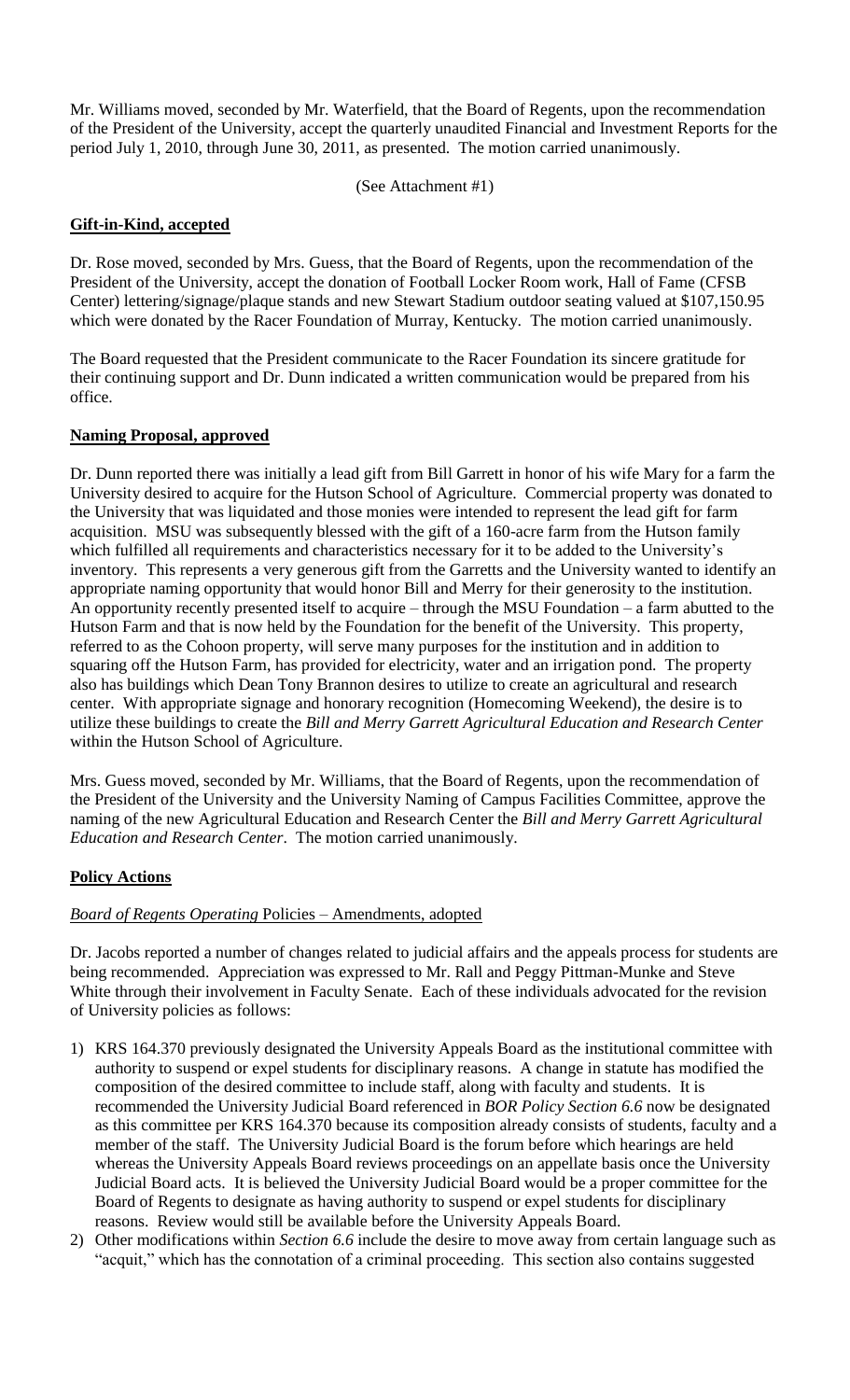Mr. Williams moved, seconded by Mr. Waterfield, that the Board of Regents, upon the recommendation of the President of the University, accept the quarterly unaudited Financial and Investment Reports for the period July 1, 2010, through June 30, 2011, as presented. The motion carried unanimously.

(See Attachment #1)

**Gift-in-Kind, accepted**

Dr. Rose moved, seconded by Mrs. Guess, that the Board of Regents, upon the recommendation of the President of the University, accept the donation of Football Locker Room work, Hall of Fame (CFSB Center) lettering/signage/plaque stands and new Stewart Stadium outdoor seating valued at $107,150.95 which were donated by the Racer Foundation of Murray, Kentucky. The motion carried unanimously.

The Board requested that the President communicate to the Racer Foundation its sincere gratitude for their continuing support and Dr. Dunn indicated a written communication would be prepared from his office.

**Naming Proposal, approved**

Dr. Dunn reported there was initially a lead gift from Bill Garrett in honor of his wife Mary for a farm the University desired to acquire for the Hutson School of Agriculture. Commercial property was donated to the University that was liquidated and those monies were intended to represent the lead gift for farm acquisition. MSU was subsequently blessed with the gift of a 160-acre farm from the Hutson family which fulfilled all requirements and characteristics necessary for it to be added to the University's inventory. This represents a very generous gift from the Garretts and the University wanted to identify an appropriate naming opportunity that would honor Bill and Merry for their generosity to the institution. An opportunity recently presented itself to acquire – through the MSU Foundation – a farm abutted to the Hutson Farm and that is now held by the Foundation for the benefit of the University. This property, referred to as the Cohoon property, will serve many purposes for the institution and in addition to squaring off the Hutson Farm, has provided for electricity, water and an irrigation pond. The property also has buildings which Dean Tony Brannon desires to utilize to create an agricultural and research center. With appropriate signage and honorary recognition (Homecoming Weekend), the desire is to utilize these buildings to create the *Bill and Merry Garrett Agricultural Education and Research Center* within the Hutson School of Agriculture.

Mrs. Guess moved, seconded by Mr. Williams, that the Board of Regents, upon the recommendation of the President of the University and the University Naming of Campus Facilities Committee, approve the naming of the new Agricultural Education and Research Center the *Bill and Merry Garrett Agricultural Education and Research Center*. The motion carried unanimously.

**Policy Actions**

*Board of Regents Operating* Policies – Amendments, adopted

Dr. Jacobs reported a number of changes related to judicial affairs and the appeals process for students are being recommended. Appreciation was expressed to Mr. Rall and Peggy Pittman-Munke and Steve White through their involvement in Faculty Senate. Each of these individuals advocated for the revision of University policies as follows:

1) KRS 164.370 previously designated the University Appeals Board as the institutional committee with authority to suspend or expel students for disciplinary reasons. A change in statute has modified the composition of the desired committee to include staff, along with faculty and students. It is recommended the University Judicial Board referenced in *BOR Policy Section 6.6* now be designated as this committee per KRS 164.370 because its composition already consists of students, faculty and a member of the staff. The University Judicial Board is the forum before which hearings are held whereas the University Appeals Board reviews proceedings on an appellate basis once the University Judicial Board acts. It is believed the University Judicial Board would be a proper committee for the Board of Regents to designate as having authority to suspend or expel students for disciplinary reasons. Review would still be available before the University Appeals Board.
2) Other modifications within *Section 6.6* include the desire to move away from certain language such as "acquit," which has the connotation of a criminal proceeding. This section also contains suggested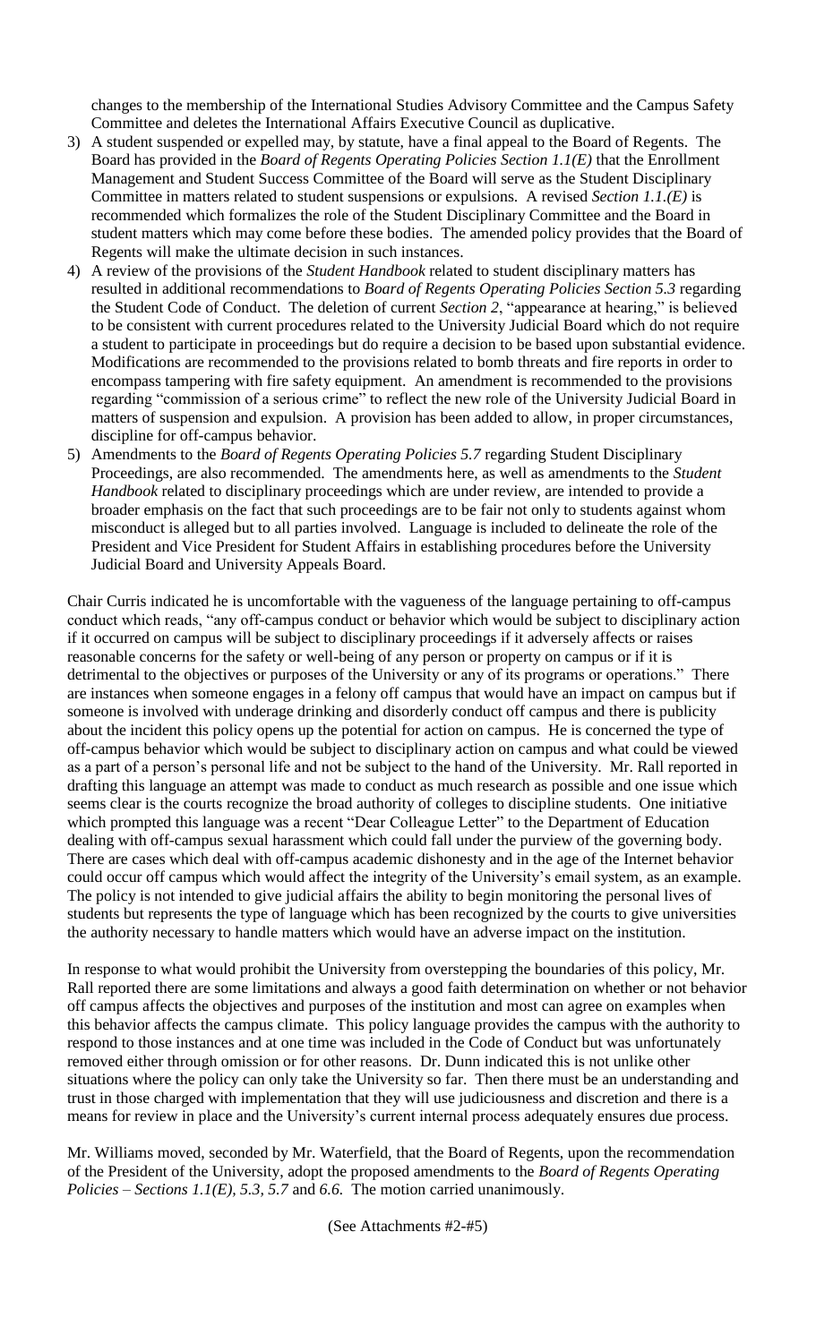changes to the membership of the International Studies Advisory Committee and the Campus Safety Committee and deletes the International Affairs Executive Council as duplicative.

3) A student suspended or expelled may, by statute, have a final appeal to the Board of Regents. The Board has provided in the *Board of Regents Operating Policies Section 1.1(E)* that the Enrollment Management and Student Success Committee of the Board will serve as the Student Disciplinary Committee in matters related to student suspensions or expulsions. A revised *Section 1.1.(E)* is recommended which formalizes the role of the Student Disciplinary Committee and the Board in student matters which may come before these bodies. The amended policy provides that the Board of Regents will make the ultimate decision in such instances.
4) A review of the provisions of the *Student Handbook* related to student disciplinary matters has resulted in additional recommendations to *Board of Regents Operating Policies Section 5.3* regarding the Student Code of Conduct. The deletion of current *Section 2*, "appearance at hearing," is believed to be consistent with current procedures related to the University Judicial Board which do not require a student to participate in proceedings but do require a decision to be based upon substantial evidence. Modifications are recommended to the provisions related to bomb threats and fire reports in order to encompass tampering with fire safety equipment. An amendment is recommended to the provisions regarding "commission of a serious crime" to reflect the new role of the University Judicial Board in matters of suspension and expulsion. A provision has been added to allow, in proper circumstances, discipline for off-campus behavior.
5) Amendments to the *Board of Regents Operating Policies 5.7* regarding Student Disciplinary Proceedings, are also recommended. The amendments here, as well as amendments to the *Student Handbook* related to disciplinary proceedings which are under review, are intended to provide a broader emphasis on the fact that such proceedings are to be fair not only to students against whom misconduct is alleged but to all parties involved. Language is included to delineate the role of the President and Vice President for Student Affairs in establishing procedures before the University Judicial Board and University Appeals Board.

Chair Curris indicated he is uncomfortable with the vagueness of the language pertaining to off-campus conduct which reads, "any off-campus conduct or behavior which would be subject to disciplinary action if it occurred on campus will be subject to disciplinary proceedings if it adversely affects or raises reasonable concerns for the safety or well-being of any person or property on campus or if it is detrimental to the objectives or purposes of the University or any of its programs or operations." There are instances when someone engages in a felony off campus that would have an impact on campus but if someone is involved with underage drinking and disorderly conduct off campus and there is publicity about the incident this policy opens up the potential for action on campus. He is concerned the type of off-campus behavior which would be subject to disciplinary action on campus and what could be viewed as a part of a person's personal life and not be subject to the hand of the University. Mr. Rall reported in drafting this language an attempt was made to conduct as much research as possible and one issue which seems clear is the courts recognize the broad authority of colleges to discipline students. One initiative which prompted this language was a recent "Dear Colleague Letter" to the Department of Education dealing with off-campus sexual harassment which could fall under the purview of the governing body. There are cases which deal with off-campus academic dishonesty and in the age of the Internet behavior could occur off campus which would affect the integrity of the University's email system, as an example. The policy is not intended to give judicial affairs the ability to begin monitoring the personal lives of students but represents the type of language which has been recognized by the courts to give universities the authority necessary to handle matters which would have an adverse impact on the institution.

In response to what would prohibit the University from overstepping the boundaries of this policy, Mr. Rall reported there are some limitations and always a good faith determination on whether or not behavior off campus affects the objectives and purposes of the institution and most can agree on examples when this behavior affects the campus climate. This policy language provides the campus with the authority to respond to those instances and at one time was included in the Code of Conduct but was unfortunately removed either through omission or for other reasons. Dr. Dunn indicated this is not unlike other situations where the policy can only take the University so far. Then there must be an understanding and trust in those charged with implementation that they will use judiciousness and discretion and there is a means for review in place and the University's current internal process adequately ensures due process.

Mr. Williams moved, seconded by Mr. Waterfield, that the Board of Regents, upon the recommendation of the President of the University, adopt the proposed amendments to the *Board of Regents Operating Policies – Sections 1.1(E), 5.3, 5.7* and *6.6*. The motion carried unanimously.

(See Attachments #2-#5)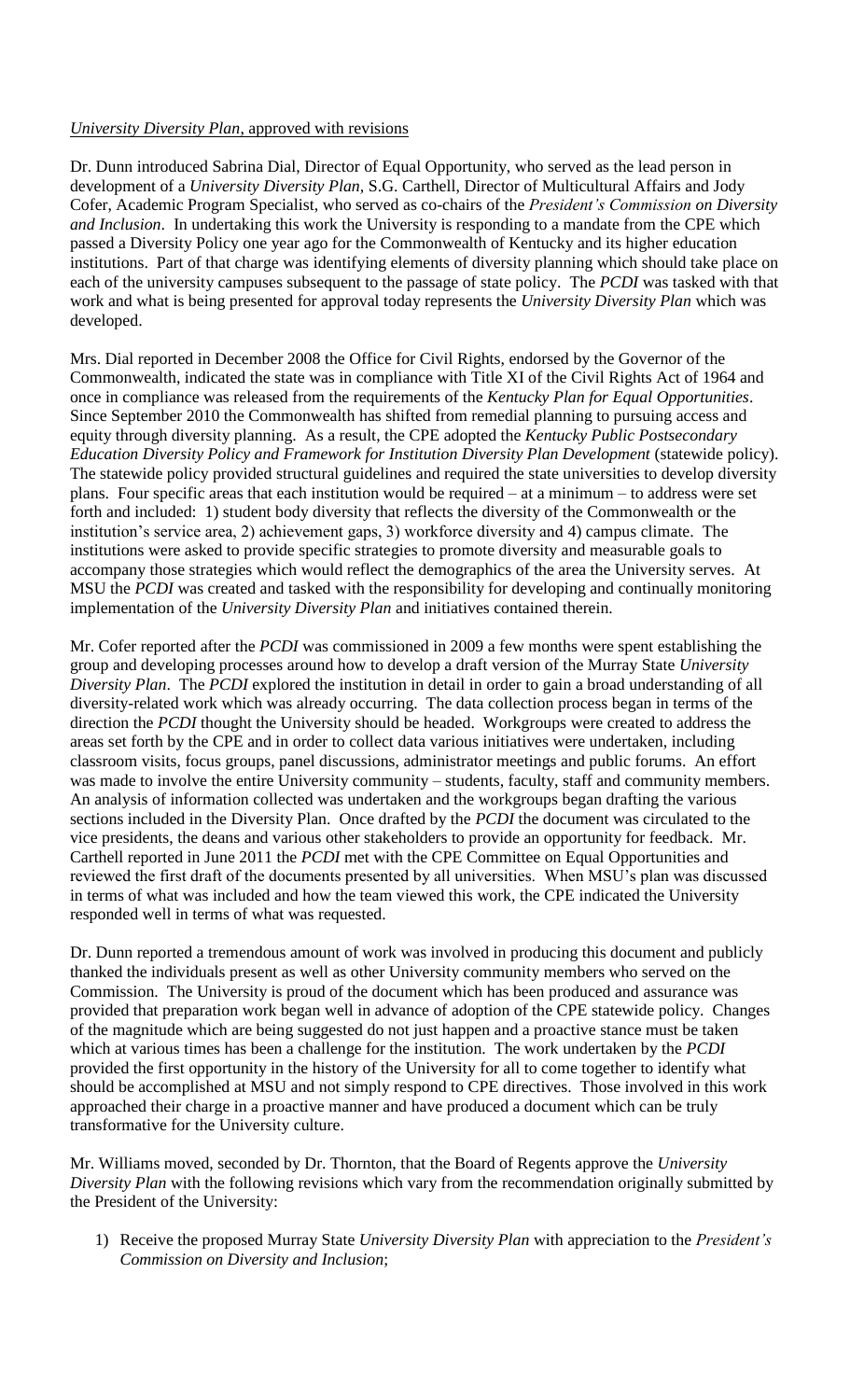*University Diversity Plan*, approved with revisions

Dr. Dunn introduced Sabrina Dial, Director of Equal Opportunity, who served as the lead person in development of a *University Diversity Plan*, S.G. Carthell, Director of Multicultural Affairs and Jody Cofer, Academic Program Specialist, who served as co-chairs of the *President's Commission on Diversity and Inclusion*. In undertaking this work the University is responding to a mandate from the CPE which passed a Diversity Policy one year ago for the Commonwealth of Kentucky and its higher education institutions. Part of that charge was identifying elements of diversity planning which should take place on each of the university campuses subsequent to the passage of state policy. The *PCDI* was tasked with that work and what is being presented for approval today represents the *University Diversity Plan* which was developed.

Mrs. Dial reported in December 2008 the Office for Civil Rights, endorsed by the Governor of the Commonwealth, indicated the state was in compliance with Title XI of the Civil Rights Act of 1964 and once in compliance was released from the requirements of the *Kentucky Plan for Equal Opportunities*. Since September 2010 the Commonwealth has shifted from remedial planning to pursuing access and equity through diversity planning. As a result, the CPE adopted the *Kentucky Public Postsecondary Education Diversity Policy and Framework for Institution Diversity Plan Development* (statewide policy). The statewide policy provided structural guidelines and required the state universities to develop diversity plans. Four specific areas that each institution would be required – at a minimum – to address were set forth and included: 1) student body diversity that reflects the diversity of the Commonwealth or the institution's service area, 2) achievement gaps, 3) workforce diversity and 4) campus climate. The institutions were asked to provide specific strategies to promote diversity and measurable goals to accompany those strategies which would reflect the demographics of the area the University serves. At MSU the *PCDI* was created and tasked with the responsibility for developing and continually monitoring implementation of the *University Diversity Plan* and initiatives contained therein.

Mr. Cofer reported after the *PCDI* was commissioned in 2009 a few months were spent establishing the group and developing processes around how to develop a draft version of the Murray State *University Diversity Plan*. The *PCDI* explored the institution in detail in order to gain a broad understanding of all diversity-related work which was already occurring. The data collection process began in terms of the direction the *PCDI* thought the University should be headed. Workgroups were created to address the areas set forth by the CPE and in order to collect data various initiatives were undertaken, including classroom visits, focus groups, panel discussions, administrator meetings and public forums. An effort was made to involve the entire University community – students, faculty, staff and community members. An analysis of information collected was undertaken and the workgroups began drafting the various sections included in the Diversity Plan. Once drafted by the *PCDI* the document was circulated to the vice presidents, the deans and various other stakeholders to provide an opportunity for feedback. Mr. Carthell reported in June 2011 the *PCDI* met with the CPE Committee on Equal Opportunities and reviewed the first draft of the documents presented by all universities. When MSU's plan was discussed in terms of what was included and how the team viewed this work, the CPE indicated the University responded well in terms of what was requested.

Dr. Dunn reported a tremendous amount of work was involved in producing this document and publicly thanked the individuals present as well as other University community members who served on the Commission. The University is proud of the document which has been produced and assurance was provided that preparation work began well in advance of adoption of the CPE statewide policy. Changes of the magnitude which are being suggested do not just happen and a proactive stance must be taken which at various times has been a challenge for the institution. The work undertaken by the *PCDI* provided the first opportunity in the history of the University for all to come together to identify what should be accomplished at MSU and not simply respond to CPE directives. Those involved in this work approached their charge in a proactive manner and have produced a document which can be truly transformative for the University culture.

Mr. Williams moved, seconded by Dr. Thornton, that the Board of Regents approve the *University Diversity Plan* with the following revisions which vary from the recommendation originally submitted by the President of the University:

1) Receive the proposed Murray State *University Diversity Plan* with appreciation to the *President's Commission on Diversity and Inclusion*;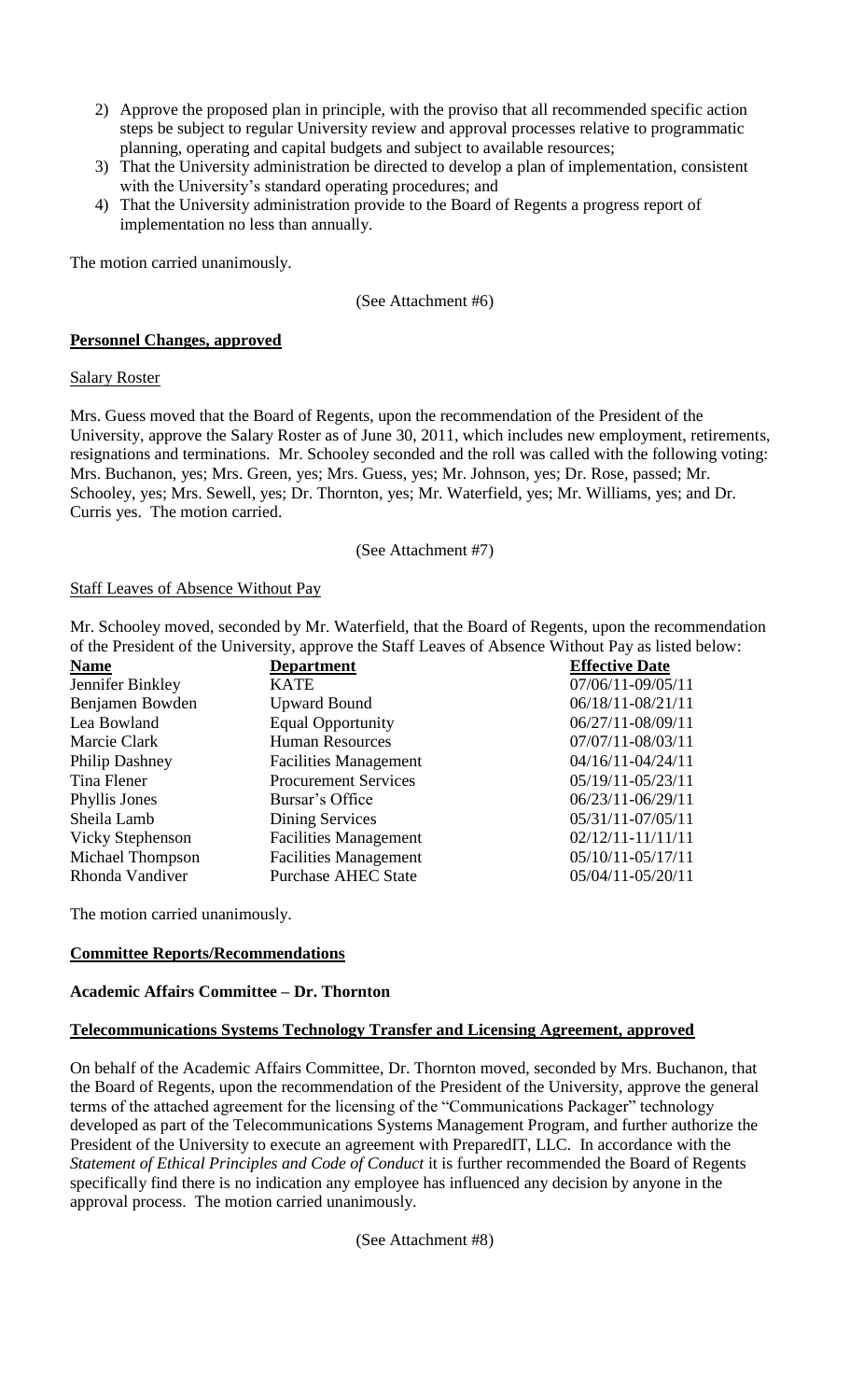2) Approve the proposed plan in principle, with the proviso that all recommended specific action steps be subject to regular University review and approval processes relative to programmatic planning, operating and capital budgets and subject to available resources;
3) That the University administration be directed to develop a plan of implementation, consistent with the University's standard operating procedures; and
4) That the University administration provide to the Board of Regents a progress report of implementation no less than annually.

The motion carried unanimously.

(See Attachment #6)

**Personnel Changes, approved**

Salary Roster

Mrs. Guess moved that the Board of Regents, upon the recommendation of the President of the University, approve the Salary Roster as of June 30, 2011, which includes new employment, retirements, resignations and terminations. Mr. Schooley seconded and the roll was called with the following voting: Mrs. Buchanon, yes; Mrs. Green, yes; Mrs. Guess, yes; Mr. Johnson, yes; Dr. Rose, passed; Mr. Schooley, yes; Mrs. Sewell, yes; Dr. Thornton, yes; Mr. Waterfield, yes; Mr. Williams, yes; and Dr. Curris yes. The motion carried.

(See Attachment #7)

Staff Leaves of Absence Without Pay

Mr. Schooley moved, seconded by Mr. Waterfield, that the Board of Regents, upon the recommendation of the President of the University, approve the Staff Leaves of Absence Without Pay as listed below:

| **Name** | **Department** | **Effective Date** |
|---|---|---|
| Jennifer Binkley | KATE | 07/06/11-09/05/11 |
| Benjamen Bowden | Upward Bound | 06/18/11-08/21/11 |
| Lea Bowland | Equal Opportunity | 06/27/11-08/09/11 |
| Marcie Clark | Human Resources | 07/07/11-08/03/11 |
| Philip Dashney | Facilities Management | 04/16/11-04/24/11 |
| Tina Flener | Procurement Services | 05/19/11-05/23/11 |
| Phyllis Jones | Bursar's Office | 06/23/11-06/29/11 |
| Sheila Lamb | Dining Services | 05/31/11-07/05/11 |
| Vicky Stephenson | Facilities Management | 02/12/11-11/11/11 |
| Michael Thompson | Facilities Management | 05/10/11-05/17/11 |
| Rhonda Vandiver | Purchase AHEC State | 05/04/11-05/20/11 |

The motion carried unanimously.

**Committee Reports/Recommendations**

**Academic Affairs Committee – Dr. Thornton**

**Telecommunications Systems Technology Transfer and Licensing Agreement, approved**

On behalf of the Academic Affairs Committee, Dr. Thornton moved, seconded by Mrs. Buchanon, that the Board of Regents, upon the recommendation of the President of the University, approve the general terms of the attached agreement for the licensing of the "Communications Packager" technology developed as part of the Telecommunications Systems Management Program, and further authorize the President of the University to execute an agreement with PreparedIT, LLC. In accordance with the *Statement of Ethical Principles and Code of Conduct* it is further recommended the Board of Regents specifically find there is no indication any employee has influenced any decision by anyone in the approval process. The motion carried unanimously.

(See Attachment #8)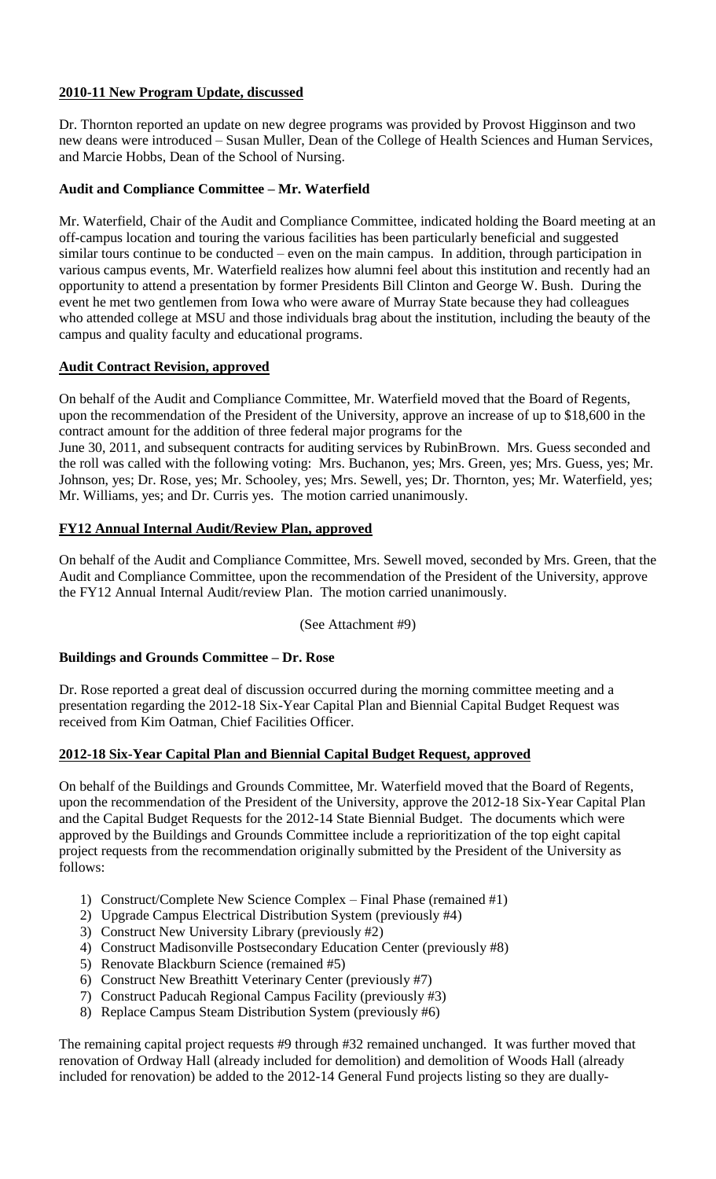**2010-11 New Program Update, discussed**

Dr. Thornton reported an update on new degree programs was provided by Provost Higginson and two new deans were introduced – Susan Muller, Dean of the College of Health Sciences and Human Services, and Marcie Hobbs, Dean of the School of Nursing.

**Audit and Compliance Committee – Mr. Waterfield**

Mr. Waterfield, Chair of the Audit and Compliance Committee, indicated holding the Board meeting at an off-campus location and touring the various facilities has been particularly beneficial and suggested similar tours continue to be conducted – even on the main campus. In addition, through participation in various campus events, Mr. Waterfield realizes how alumni feel about this institution and recently had an opportunity to attend a presentation by former Presidents Bill Clinton and George W. Bush. During the event he met two gentlemen from Iowa who were aware of Murray State because they had colleagues who attended college at MSU and those individuals brag about the institution, including the beauty of the campus and quality faculty and educational programs.

**Audit Contract Revision, approved**

On behalf of the Audit and Compliance Committee, Mr. Waterfield moved that the Board of Regents, upon the recommendation of the President of the University, approve an increase of up to $18,600 in the contract amount for the addition of three federal major programs for the June 30, 2011, and subsequent contracts for auditing services by RubinBrown. Mrs. Guess seconded and the roll was called with the following voting: Mrs. Buchanon, yes; Mrs. Green, yes; Mrs. Guess, yes; Mr. Johnson, yes; Dr. Rose, yes; Mr. Schooley, yes; Mrs. Sewell, yes; Dr. Thornton, yes; Mr. Waterfield, yes; Mr. Williams, yes; and Dr. Curris yes. The motion carried unanimously.

**FY12 Annual Internal Audit/Review Plan, approved**

On behalf of the Audit and Compliance Committee, Mrs. Sewell moved, seconded by Mrs. Green, that the Audit and Compliance Committee, upon the recommendation of the President of the University, approve the FY12 Annual Internal Audit/review Plan. The motion carried unanimously.

(See Attachment #9)

**Buildings and Grounds Committee – Dr. Rose**

Dr. Rose reported a great deal of discussion occurred during the morning committee meeting and a presentation regarding the 2012-18 Six-Year Capital Plan and Biennial Capital Budget Request was received from Kim Oatman, Chief Facilities Officer.

**2012-18 Six-Year Capital Plan and Biennial Capital Budget Request, approved**

On behalf of the Buildings and Grounds Committee, Mr. Waterfield moved that the Board of Regents, upon the recommendation of the President of the University, approve the 2012-18 Six-Year Capital Plan and the Capital Budget Requests for the 2012-14 State Biennial Budget. The documents which were approved by the Buildings and Grounds Committee include a reprioritization of the top eight capital project requests from the recommendation originally submitted by the President of the University as follows:

1) Construct/Complete New Science Complex – Final Phase (remained #1)
2) Upgrade Campus Electrical Distribution System (previously #4)
3) Construct New University Library (previously #2)
4) Construct Madisonville Postsecondary Education Center (previously #8)
5) Renovate Blackburn Science (remained #5)
6) Construct New Breathitt Veterinary Center (previously #7)
7) Construct Paducah Regional Campus Facility (previously #3)
8) Replace Campus Steam Distribution System (previously #6)

The remaining capital project requests #9 through #32 remained unchanged. It was further moved that renovation of Ordway Hall (already included for demolition) and demolition of Woods Hall (already included for renovation) be added to the 2012-14 General Fund projects listing so they are dually-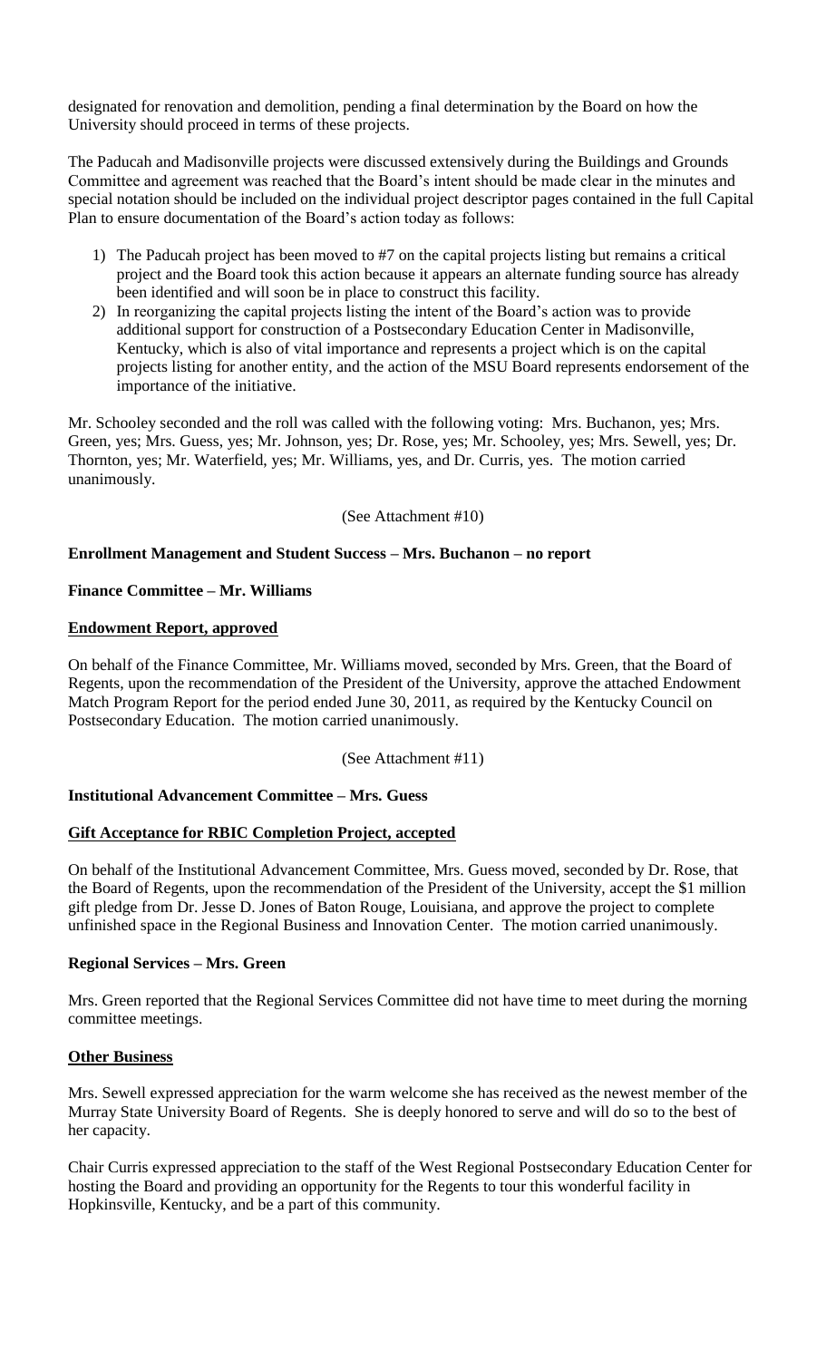designated for renovation and demolition, pending a final determination by the Board on how the University should proceed in terms of these projects.

The Paducah and Madisonville projects were discussed extensively during the Buildings and Grounds Committee and agreement was reached that the Board's intent should be made clear in the minutes and special notation should be included on the individual project descriptor pages contained in the full Capital Plan to ensure documentation of the Board's action today as follows:

1) The Paducah project has been moved to #7 on the capital projects listing but remains a critical project and the Board took this action because it appears an alternate funding source has already been identified and will soon be in place to construct this facility.
2) In reorganizing the capital projects listing the intent of the Board's action was to provide additional support for construction of a Postsecondary Education Center in Madisonville, Kentucky, which is also of vital importance and represents a project which is on the capital projects listing for another entity, and the action of the MSU Board represents endorsement of the importance of the initiative.

Mr. Schooley seconded and the roll was called with the following voting: Mrs. Buchanon, yes; Mrs. Green, yes; Mrs. Guess, yes; Mr. Johnson, yes; Dr. Rose, yes; Mr. Schooley, yes; Mrs. Sewell, yes; Dr. Thornton, yes; Mr. Waterfield, yes; Mr. Williams, yes, and Dr. Curris, yes. The motion carried unanimously.

(See Attachment #10)

**Enrollment Management and Student Success – Mrs. Buchanon – no report**

**Finance Committee – Mr. Williams**

**Endowment Report, approved**

On behalf of the Finance Committee, Mr. Williams moved, seconded by Mrs. Green, that the Board of Regents, upon the recommendation of the President of the University, approve the attached Endowment Match Program Report for the period ended June 30, 2011, as required by the Kentucky Council on Postsecondary Education. The motion carried unanimously.

(See Attachment #11)

**Institutional Advancement Committee – Mrs. Guess**

**Gift Acceptance for RBIC Completion Project, accepted**

On behalf of the Institutional Advancement Committee, Mrs. Guess moved, seconded by Dr. Rose, that the Board of Regents, upon the recommendation of the President of the University, accept the $1 million gift pledge from Dr. Jesse D. Jones of Baton Rouge, Louisiana, and approve the project to complete unfinished space in the Regional Business and Innovation Center. The motion carried unanimously.

**Regional Services – Mrs. Green**

Mrs. Green reported that the Regional Services Committee did not have time to meet during the morning committee meetings.

**Other Business**

Mrs. Sewell expressed appreciation for the warm welcome she has received as the newest member of the Murray State University Board of Regents. She is deeply honored to serve and will do so to the best of her capacity.

Chair Curris expressed appreciation to the staff of the West Regional Postsecondary Education Center for hosting the Board and providing an opportunity for the Regents to tour this wonderful facility in Hopkinsville, Kentucky, and be a part of this community.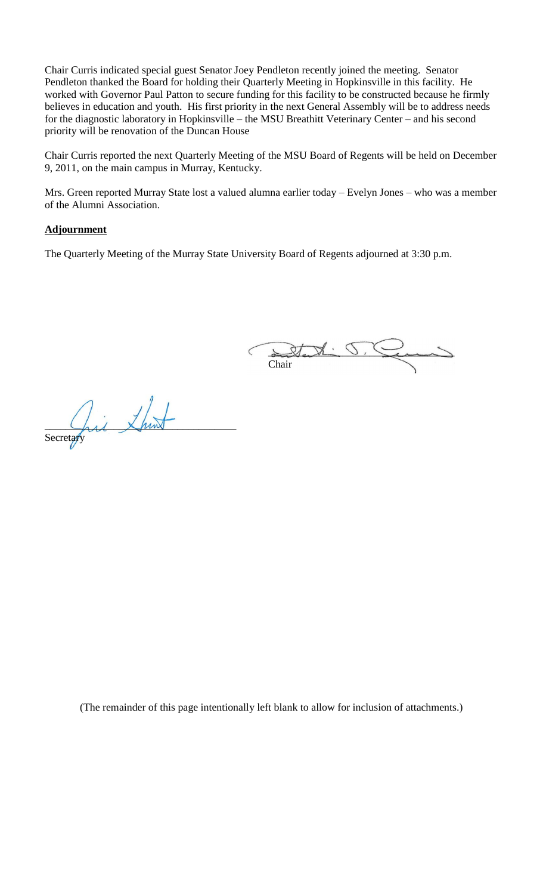Chair Curris indicated special guest Senator Joey Pendleton recently joined the meeting. Senator Pendleton thanked the Board for holding their Quarterly Meeting in Hopkinsville in this facility. He worked with Governor Paul Patton to secure funding for this facility to be constructed because he firmly believes in education and youth. His first priority in the next General Assembly will be to address needs for the diagnostic laboratory in Hopkinsville – the MSU Breathitt Veterinary Center – and his second priority will be renovation of the Duncan House

Chair Curris reported the next Quarterly Meeting of the MSU Board of Regents will be held on December 9, 2011, on the main campus in Murray, Kentucky.

Mrs. Green reported Murray State lost a valued alumna earlier today – Evelyn Jones – who was a member of the Alumni Association.

**Adjournment**

The Quarterly Meeting of the Murray State University Board of Regents adjourned at 3:30 p.m.

Chair

Secretary

(The remainder of this page intentionally left blank to allow for inclusion of attachments.)